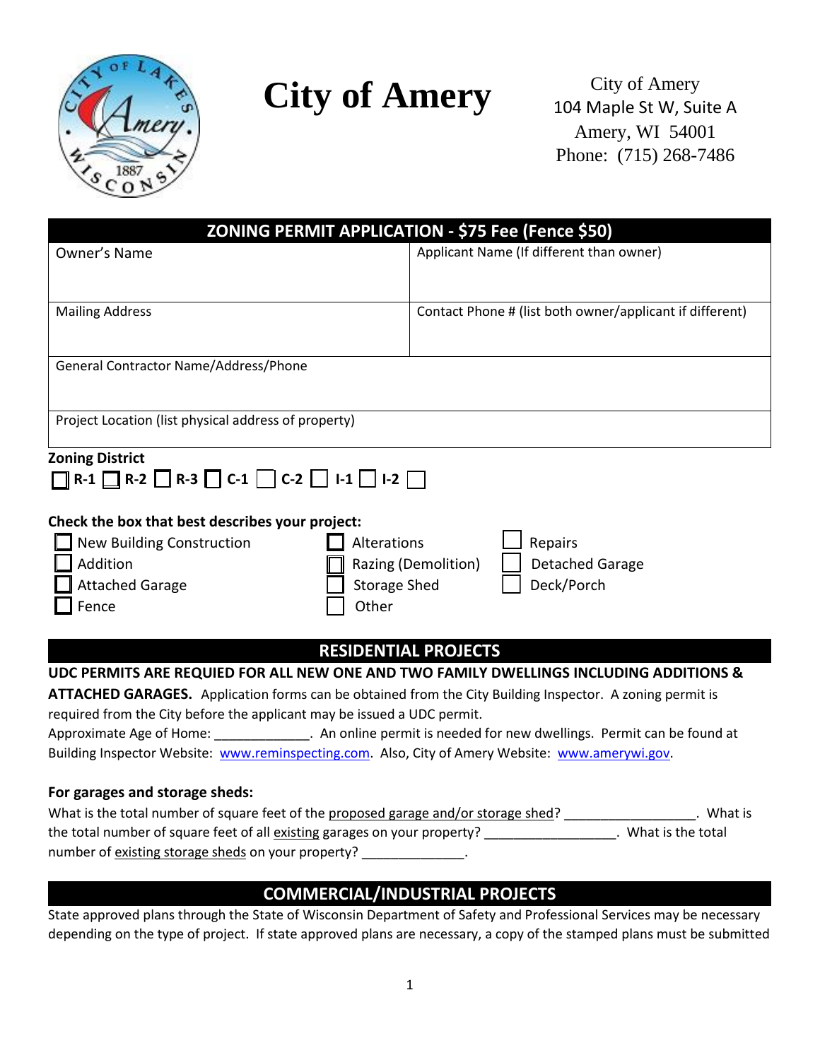# City of Amery

City of Amery
104 Maple St W, Suite A
Amery, WI 54001
Phone: (715) 268-7486

## ZONING PERMIT APPLICATION - $75 Fee (Fence $50)

| Owner's Name | Applicant Name (If different than owner) |
|---|---|
| Mailing Address | Contact Phone # (list both owner/applicant if different) |
| General Contractor Name/Address/Phone | |
| Project Location (list physical address of property) | |

**Zoning District**

☐ R-1 ☐ R-2 ☐ R-3 ☐ C-1 ☐ C-2 ☐ I-1 ☐ I-2 ☐

**Check the box that best describes your project:**

☐ New Building Construction ☐ Alterations ☐ Repairs
☐ Addition ☐ Razing (Demolition) ☐ Detached Garage
☐ Attached Garage ☐ Storage Shed ☐ Deck/Porch
☐ Fence ☐ Other

## RESIDENTIAL PROJECTS

**UDC PERMITS ARE REQUIED FOR ALL NEW ONE AND TWO FAMILY DWELLINGS INCLUDING ADDITIONS & ATTACHED GARAGES.** Application forms can be obtained from the City Building Inspector. A zoning permit is required from the City before the applicant may be issued a UDC permit.

Approximate Age of Home: _____________. An online permit is needed for new dwellings. Permit can be found at Building Inspector Website: www.reminspecting.com. Also, City of Amery Website: www.amerywi.gov.

**For garages and storage sheds:**

What is the total number of square feet of the proposed garage and/or storage shed? _________________. What is the total number of square feet of all existing garages on your property? _________________. What is the total number of existing storage sheds on your property? ______________.

## COMMERCIAL/INDUSTRIAL PROJECTS

State approved plans through the State of Wisconsin Department of Safety and Professional Services may be necessary depending on the type of project. If state approved plans are necessary, a copy of the stamped plans must be submitted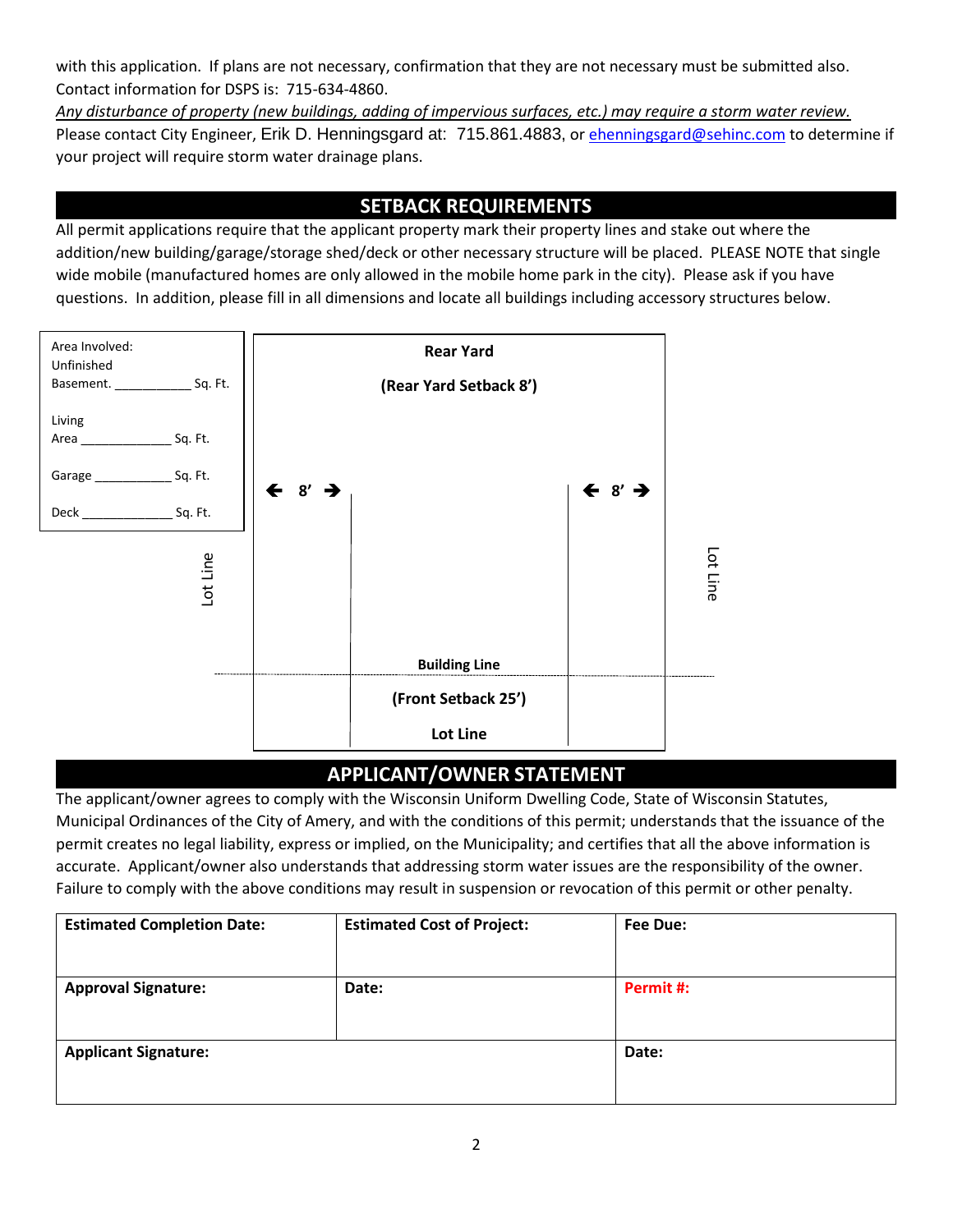with this application. If plans are not necessary, confirmation that they are not necessary must be submitted also. Contact information for DSPS is: 715-634-4860.

*Any disturbance of property (new buildings, adding of impervious surfaces, etc.) may require a storm water review.*
Please contact City Engineer, Erik D. Henningsgard at: 715.861.4883, or ehenningsgard@sehinc.com to determine if your project will require storm water drainage plans.

## SETBACK REQUIREMENTS

All permit applications require that the applicant property mark their property lines and stake out where the addition/new building/garage/storage shed/deck or other necessary structure will be placed. PLEASE NOTE that single wide mobile (manufactured homes are only allowed in the mobile home park in the city). Please ask if you have questions. In addition, please fill in all dimensions and locate all buildings including accessory structures below.

Area Involved:
Unfinished Basement. ___________ Sq. Ft.

Living Area _____________ Sq. Ft.

Garage ___________ Sq. Ft.

Deck _____________ Sq. Ft.

**Rear Yard**

**(Rear Yard Setback 8')**

**8'**

**8'**

Lot Line

Lot Line

**Building Line**

**(Front Setback 25')**

**Lot Line**

## APPLICANT/OWNER STATEMENT

The applicant/owner agrees to comply with the Wisconsin Uniform Dwelling Code, State of Wisconsin Statutes, Municipal Ordinances of the City of Amery, and with the conditions of this permit; understands that the issuance of the permit creates no legal liability, express or implied, on the Municipality; and certifies that all the above information is accurate. Applicant/owner also understands that addressing storm water issues are the responsibility of the owner. Failure to comply with the above conditions may result in suspension or revocation of this permit or other penalty.

| | | |
|---|---|---|
| **Estimated Completion Date:** | **Estimated Cost of Project:** | **Fee Due:** |
| **Approval Signature:** | **Date:** | **Permit #:** |
| **Applicant Signature:** | | **Date:** |